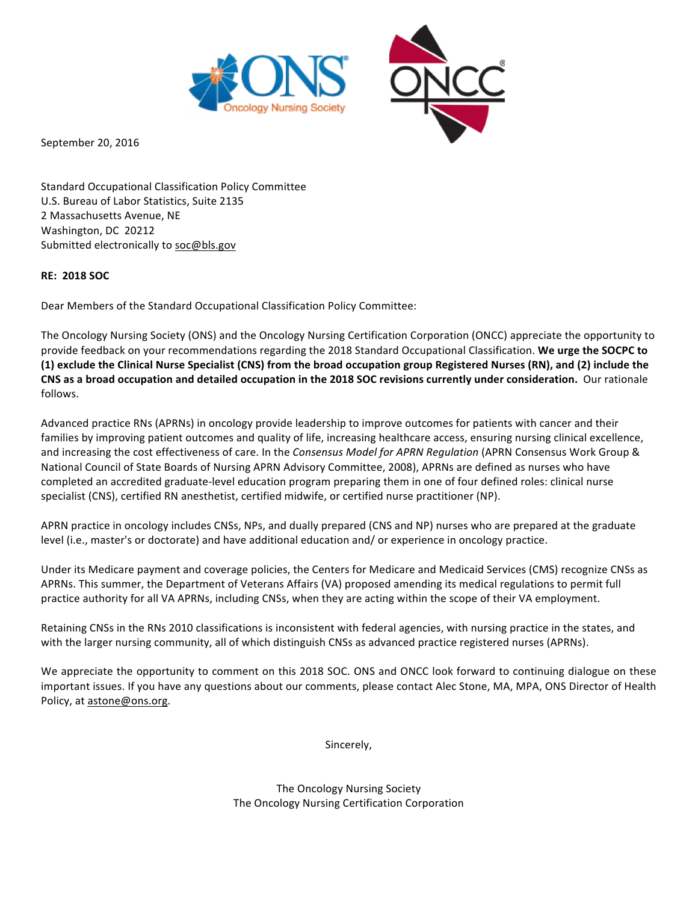September 20, 2016

Standard Occupational Classification Policy Committee
U.S. Bureau of Labor Statistics, Suite 2135
2 Massachusetts Avenue, NE
Washington, DC 20212
Submitted electronically to soc@bls.gov

**RE: 2018 SOC**

Dear Members of the Standard Occupational Classification Policy Committee:

The Oncology Nursing Society (ONS) and the Oncology Nursing Certification Corporation (ONCC) appreciate the opportunity to provide feedback on your recommendations regarding the 2018 Standard Occupational Classification. **We urge the SOCPC to (1) exclude the Clinical Nurse Specialist (CNS) from the broad occupation group Registered Nurses (RN), and (2) include the CNS as a broad occupation and detailed occupation in the 2018 SOC revisions currently under consideration.** Our rationale follows.

Advanced practice RNs (APRNs) in oncology provide leadership to improve outcomes for patients with cancer and their families by improving patient outcomes and quality of life, increasing healthcare access, ensuring nursing clinical excellence, and increasing the cost effectiveness of care. In the *Consensus Model for APRN Regulation* (APRN Consensus Work Group & National Council of State Boards of Nursing APRN Advisory Committee, 2008), APRNs are defined as nurses who have completed an accredited graduate-level education program preparing them in one of four defined roles: clinical nurse specialist (CNS), certified RN anesthetist, certified midwife, or certified nurse practitioner (NP).

APRN practice in oncology includes CNSs, NPs, and dually prepared (CNS and NP) nurses who are prepared at the graduate level (i.e., master's or doctorate) and have additional education and/ or experience in oncology practice.

Under its Medicare payment and coverage policies, the Centers for Medicare and Medicaid Services (CMS) recognize CNSs as APRNs. This summer, the Department of Veterans Affairs (VA) proposed amending its medical regulations to permit full practice authority for all VA APRNs, including CNSs, when they are acting within the scope of their VA employment.

Retaining CNSs in the RNs 2010 classifications is inconsistent with federal agencies, with nursing practice in the states, and with the larger nursing community, all of which distinguish CNSs as advanced practice registered nurses (APRNs).

We appreciate the opportunity to comment on this 2018 SOC. ONS and ONCC look forward to continuing dialogue on these important issues. If you have any questions about our comments, please contact Alec Stone, MA, MPA, ONS Director of Health Policy, at astone@ons.org.

Sincerely,

The Oncology Nursing Society
The Oncology Nursing Certification Corporation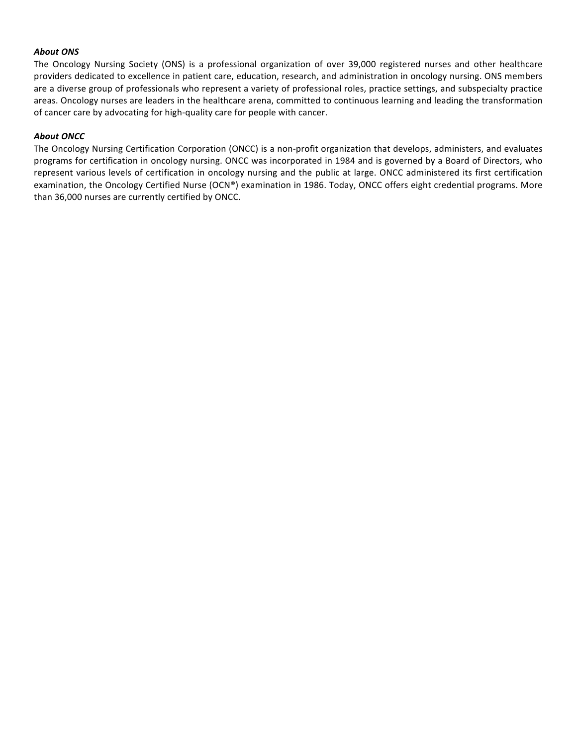***About ONS***

The Oncology Nursing Society (ONS) is a professional organization of over 39,000 registered nurses and other healthcare providers dedicated to excellence in patient care, education, research, and administration in oncology nursing. ONS members are a diverse group of professionals who represent a variety of professional roles, practice settings, and subspecialty practice areas. Oncology nurses are leaders in the healthcare arena, committed to continuous learning and leading the transformation of cancer care by advocating for high-quality care for people with cancer.

***About ONCC***

The Oncology Nursing Certification Corporation (ONCC) is a non-profit organization that develops, administers, and evaluates programs for certification in oncology nursing. ONCC was incorporated in 1984 and is governed by a Board of Directors, who represent various levels of certification in oncology nursing and the public at large. ONCC administered its first certification examination, the Oncology Certified Nurse (OCN®) examination in 1986. Today, ONCC offers eight credential programs. More than 36,000 nurses are currently certified by ONCC.